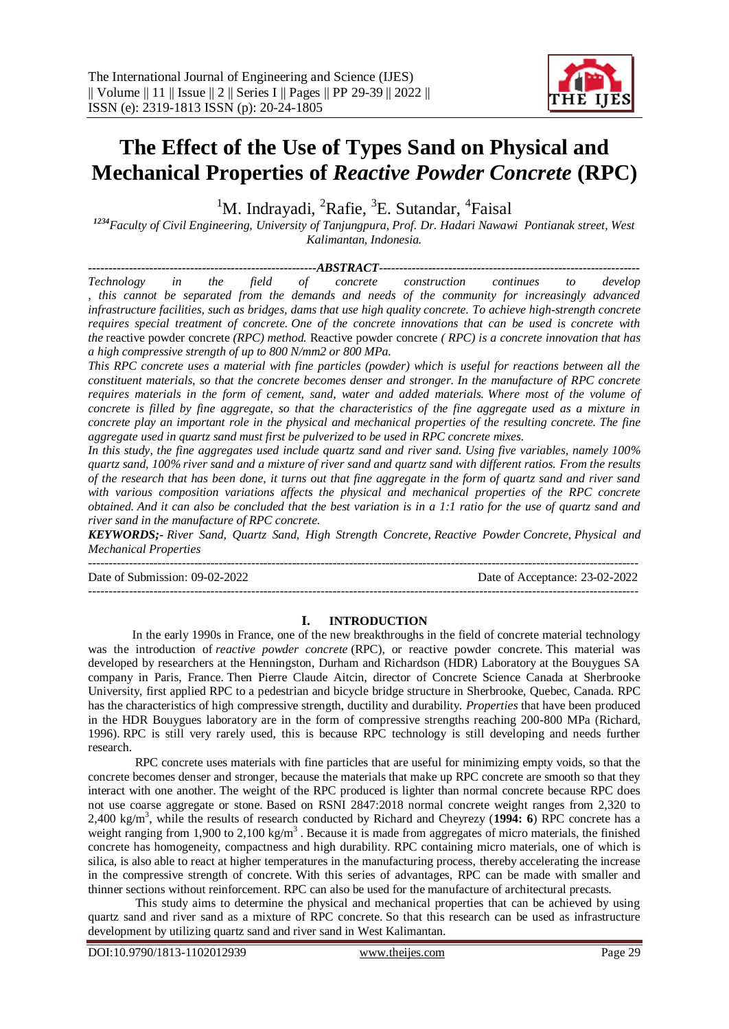# The Effect of the Use of Types Sand on Physical and Mechanical Properties of *Reactive Powder Concrete* (RPC)

[1]M. Indrayadi, [2]Rafie, [3]E. Sutandar, [4]Faisal

*[1234]Faculty of Civil Engineering, University of Tanjungpura, Prof. Dr. Hadari Nawawi Pontianak street, West Kalimantan, Indonesia.*

---

***ABSTRACT***

*Technology in the field of concrete construction continues to develop , this cannot be separated from the demands and needs of the community for increasingly advanced infrastructure facilities, such as bridges, dams that use high quality concrete. To achieve high-strength concrete requires special treatment of concrete. One of the concrete innovations that can be used is concrete with the* reactive powder concrete *(RPC) method.* Reactive powder concrete *( RPC) is a concrete innovation that has a high compressive strength of up to 800 N/mm2 or 800 MPa.*

*This RPC concrete uses a material with fine particles (powder) which is useful for reactions between all the constituent materials, so that the concrete becomes denser and stronger. In the manufacture of RPC concrete requires materials in the form of cement, sand, water and added materials. Where most of the volume of concrete is filled by fine aggregate, so that the characteristics of the fine aggregate used as a mixture in concrete play an important role in the physical and mechanical properties of the resulting concrete. The fine aggregate used in quartz sand must first be pulverized to be used in RPC concrete mixes.*

*In this study, the fine aggregates used include quartz sand and river sand. Using five variables, namely 100% quartz sand, 100% river sand and a mixture of river sand and quartz sand with different ratios. From the results of the research that has been done, it turns out that fine aggregate in the form of quartz sand and river sand with various composition variations affects the physical and mechanical properties of the RPC concrete obtained. And it can also be concluded that the best variation is in a 1:1 ratio for the use of quartz sand and river sand in the manufacture of RPC concrete.*

***KEYWORDS;-*** *River Sand, Quartz Sand, High Strength Concrete, Reactive Powder Concrete, Physical and Mechanical Properties*

---

Date of Submission: 09-02-2022 | Date of Acceptance: 23-02-2022

---

## I. INTRODUCTION

In the early 1990s in France, one of the new breakthroughs in the field of concrete material technology was the introduction of *reactive powder concrete* (RPC), or reactive powder concrete. This material was developed by researchers at the Henningston, Durham and Richardson (HDR) Laboratory at the Bouygues SA company in Paris, France. Then Pierre Claude Aitcin, director of Concrete Science Canada at Sherbrooke University, first applied RPC to a pedestrian and bicycle bridge structure in Sherbrooke, Quebec, Canada. RPC has the characteristics of high compressive strength, ductility and durability. *Properties* that have been produced in the HDR Bouygues laboratory are in the form of compressive strengths reaching 200-800 MPa (Richard, 1996). RPC is still very rarely used, this is because RPC technology is still developing and needs further research.

RPC concrete uses materials with fine particles that are useful for minimizing empty voids, so that the concrete becomes denser and stronger, because the materials that make up RPC concrete are smooth so that they interact with one another. The weight of the RPC produced is lighter than normal concrete because RPC does not use coarse aggregate or stone. Based on RSNI 2847:2018 normal concrete weight ranges from 2,320 to 2,400 kg/m$^3$, while the results of research conducted by Richard and Cheyrezy (**1994: 6**) RPC concrete has a weight ranging from 1,900 to 2,100 kg/m$^3$ . Because it is made from aggregates of micro materials, the finished concrete has homogeneity, compactness and high durability. RPC containing micro materials, one of which is silica, is also able to react at higher temperatures in the manufacturing process, thereby accelerating the increase in the compressive strength of concrete. With this series of advantages, RPC can be made with smaller and thinner sections without reinforcement. RPC can also be used for the manufacture of architectural precasts.

This study aims to determine the physical and mechanical properties that can be achieved by using quartz sand and river sand as a mixture of RPC concrete. So that this research can be used as infrastructure development by utilizing quartz sand and river sand in West Kalimantan.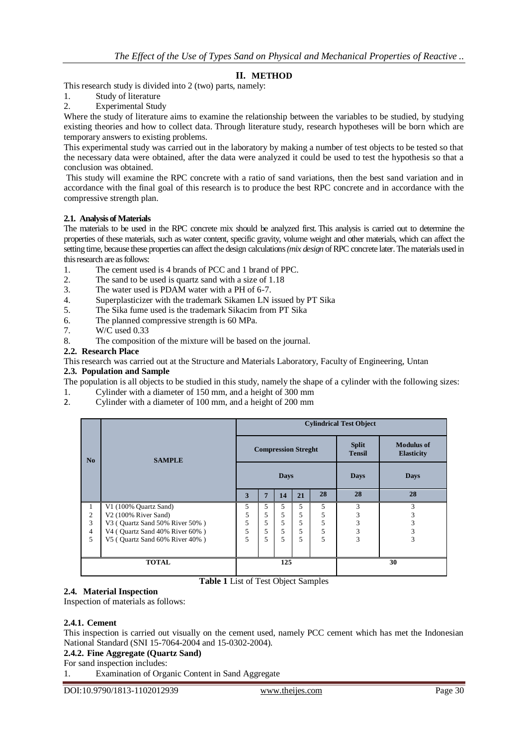## II. METHOD

This research study is divided into 2 (two) parts, namely:

1. Study of literature
2. Experimental Study

Where the study of literature aims to examine the relationship between the variables to be studied, by studying existing theories and how to collect data. Through literature study, research hypotheses will be born which are temporary answers to existing problems.

This experimental study was carried out in the laboratory by making a number of test objects to be tested so that the necessary data were obtained, after the data were analyzed it could be used to test the hypothesis so that a conclusion was obtained.

This study will examine the RPC concrete with a ratio of sand variations, then the best sand variation and in accordance with the final goal of this research is to produce the best RPC concrete and in accordance with the compressive strength plan.

### 2.1. Analysis of Materials

The materials to be used in the RPC concrete mix should be analyzed first. This analysis is carried out to determine the properties of these materials, such as water content, specific gravity, volume weight and other materials, which can affect the setting time, because these properties can affect the design calculations *(mix design* of RPC concrete later. The materials used in this research are as follows:

1. The cement used is 4 brands of PCC and 1 brand of PPC.
2. The sand to be used is quartz sand with a size of 1.18
3. The water used is PDAM water with a PH of 6-7.
4. Superplasticizer with the trademark Sikamen LN issued by PT Sika
5. The Sika fume used is the trademark Sikacim from PT Sika
6. The planned compressive strength is 60 MPa.
7. W/C used 0.33
8. The composition of the mixture will be based on the journal.

### 2.2. Research Place

This research was carried out at the Structure and Materials Laboratory, Faculty of Engineering, Untan

### 2.3. Population and Sample

The population is all objects to be studied in this study, namely the shape of a cylinder with the following sizes:

1. Cylinder with a diameter of 150 mm, and a height of 300 mm
2. Cylinder with a diameter of 100 mm, and a height of 200 mm

| No | SAMPLE | Cylindrical Test Object | | | | | | |
|---|---|---|---|---|---|---|---|---|
| | | Compression Streght | | | | | Split Tensil | Modulus of Elasticity |
| | | Days | | | | | Days | Days |
| | | 3 | 7 | 14 | 21 | 28 | 28 | 28 |
| 1 | V1 (100% Quartz Sand) | 5 | 5 | 5 | 5 | 5 | 3 | 3 |
| 2 | V2 (100% River Sand) | 5 | 5 | 5 | 5 | 5 | 3 | 3 |
| 3 | V3 ( Quartz Sand 50% River 50% ) | 5 | 5 | 5 | 5 | 5 | 3 | 3 |
| 4 | V4 ( Quartz Sand 40% River 60% ) | 5 | 5 | 5 | 5 | 5 | 3 | 3 |
| 5 | V5 ( Quartz Sand 60% River 40% ) | 5 | 5 | 5 | 5 | 5 | 3 | 3 |
| TOTAL | | 125 | | | | | 30 | |

**Table 1** List of Test Object Samples

### 2.4. Material Inspection

Inspection of materials as follows:

#### 2.4.1. Cement

This inspection is carried out visually on the cement used, namely PCC cement which has met the Indonesian National Standard (SNI 15-7064-2004 and 15-0302-2004).

#### 2.4.2. Fine Aggregate (Quartz Sand)

For sand inspection includes:

1. Examination of Organic Content in Sand Aggregate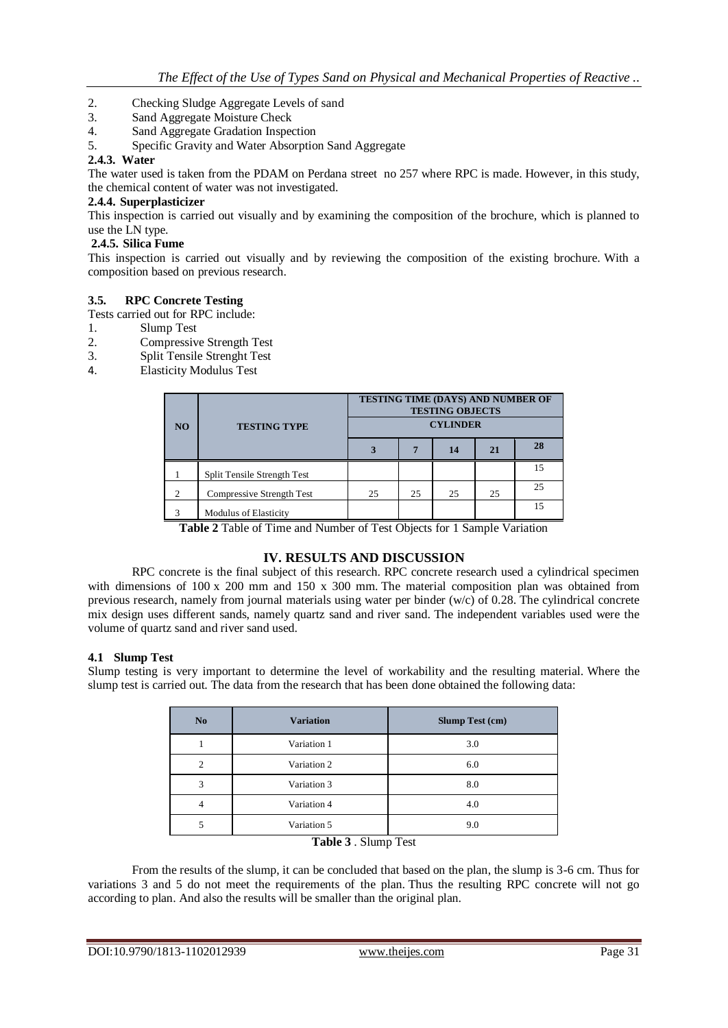2. Checking Sludge Aggregate Levels of sand
3. Sand Aggregate Moisture Check
4. Sand Aggregate Gradation Inspection
5. Specific Gravity and Water Absorption Sand Aggregate

#### 2.4.3. Water

The water used is taken from the PDAM on Perdana street no 257 where RPC is made. However, in this study, the chemical content of water was not investigated.

#### 2.4.4. Superplasticizer

This inspection is carried out visually and by examining the composition of the brochure, which is planned to use the LN type.

#### 2.4.5. Silica Fume

This inspection is carried out visually and by reviewing the composition of the existing brochure. With a composition based on previous research.

### 3.5. RPC Concrete Testing

Tests carried out for RPC include:

1. Slump Test
2. Compressive Strength Test
3. Split Tensile Strenght Test
4. Elasticity Modulus Test

| NO | TESTING TYPE | TESTING TIME (DAYS) AND NUMBER OF TESTING OBJECTS | | | | |
|---|---|---|---|---|---|---|
| | | CYLINDER | | | | |
| | | 3 | 7 | 14 | 21 | 28 |
| 1 | Split Tensile Strength Test | | | | | 15 |
| 2 | Compressive Strength Test | 25 | 25 | 25 | 25 | 25 |
| 3 | Modulus of Elasticity | | | | | 15 |

**Table 2** Table of Time and Number of Test Objects for 1 Sample Variation

## IV. RESULTS AND DISCUSSION

RPC concrete is the final subject of this research. RPC concrete research used a cylindrical specimen with dimensions of 100 x 200 mm and 150 x 300 mm. The material composition plan was obtained from previous research, namely from journal materials using water per binder (w/c) of 0.28. The cylindrical concrete mix design uses different sands, namely quartz sand and river sand. The independent variables used were the volume of quartz sand and river sand used.

### 4.1 Slump Test

Slump testing is very important to determine the level of workability and the resulting material. Where the slump test is carried out. The data from the research that has been done obtained the following data:

| No | Variation | Slump Test (cm) |
|---|---|---|
| 1 | Variation 1 | 3.0 |
| 2 | Variation 2 | 6.0 |
| 3 | Variation 3 | 8.0 |
| 4 | Variation 4 | 4.0 |
| 5 | Variation 5 | 9.0 |

**Table 3** . Slump Test

From the results of the slump, it can be concluded that based on the plan, the slump is 3-6 cm. Thus for variations 3 and 5 do not meet the requirements of the plan. Thus the resulting RPC concrete will not go according to plan. And also the results will be smaller than the original plan.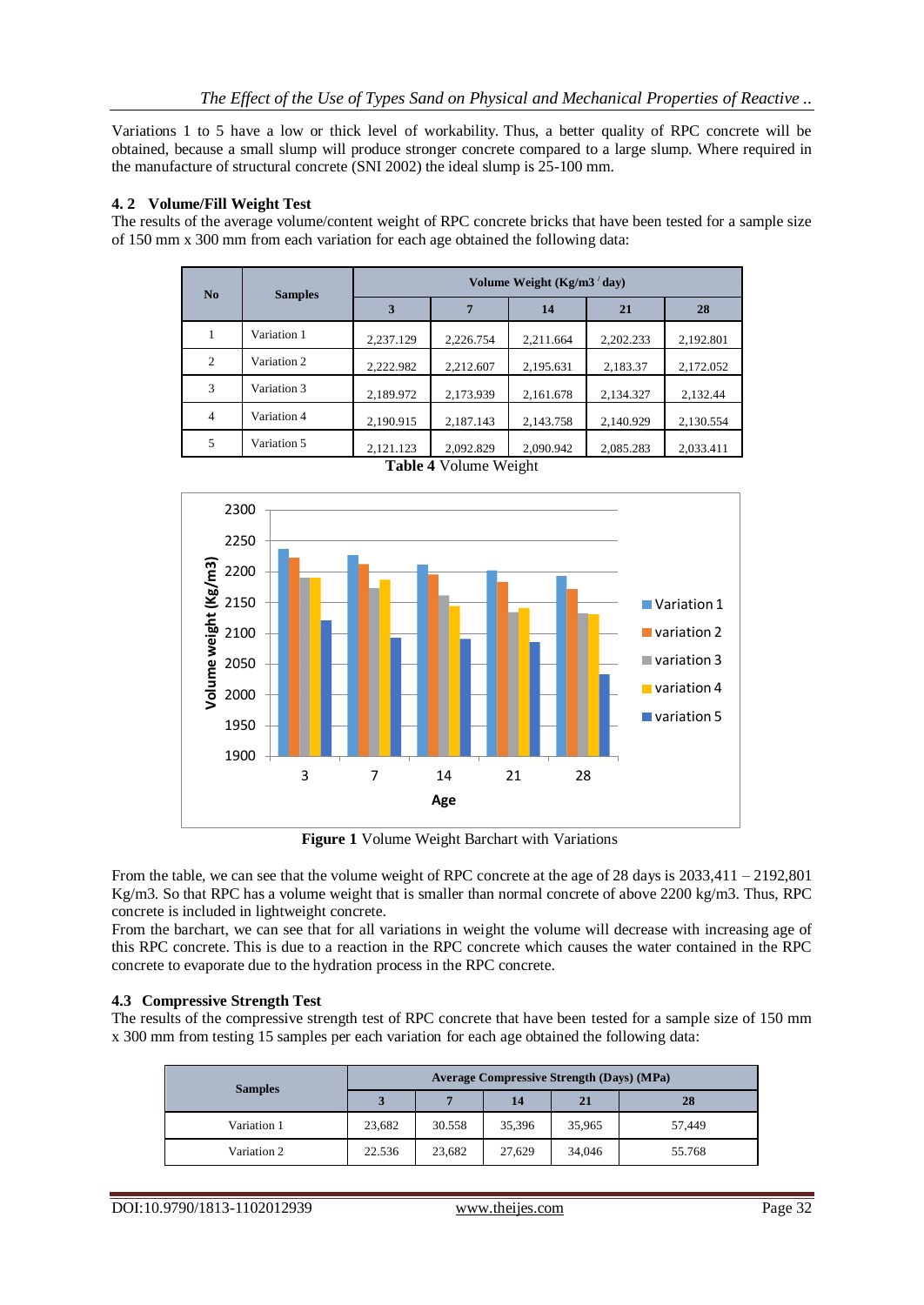Variations 1 to 5 have a low or thick level of workability. Thus, a better quality of RPC concrete will be obtained, because a small slump will produce stronger concrete compared to a large slump. Where required in the manufacture of structural concrete (SNI 2002) the ideal slump is 25-100 mm.

### 4. 2 Volume/Fill Weight Test

The results of the average volume/content weight of RPC concrete bricks that have been tested for a sample size of 150 mm x 300 mm from each variation for each age obtained the following data:

| No | Samples | Volume Weight (Kg/m3 / day) | | | | |
|---|---|---|---|---|---|---|
| | | 3 | 7 | 14 | 21 | 28 |
| 1 | Variation 1 | 2,237.129 | 2,226.754 | 2,211.664 | 2,202.233 | 2,192.801 |
| 2 | Variation 2 | 2,222.982 | 2,212.607 | 2,195.631 | 2,183.37 | 2,172.052 |
| 3 | Variation 3 | 2,189.972 | 2,173.939 | 2,161.678 | 2,134.327 | 2,132.44 |
| 4 | Variation 4 | 2,190.915 | 2,187.143 | 2,143.758 | 2,140.929 | 2,130.554 |
| 5 | Variation 5 | 2,121.123 | 2,092.829 | 2,090.942 | 2,085.283 | 2,033.411 |

**Table 4** Volume Weight

**Figure 1** Volume Weight Barchart with Variations

From the table, we can see that the volume weight of RPC concrete at the age of 28 days is 2033,411 – 2192,801 Kg/m3. So that RPC has a volume weight that is smaller than normal concrete of above 2200 kg/m3. Thus, RPC concrete is included in lightweight concrete.

From the barchart, we can see that for all variations in weight the volume will decrease with increasing age of this RPC concrete. This is due to a reaction in the RPC concrete which causes the water contained in the RPC concrete to evaporate due to the hydration process in the RPC concrete.

### 4.3 Compressive Strength Test

The results of the compressive strength test of RPC concrete that have been tested for a sample size of 150 mm x 300 mm from testing 15 samples per each variation for each age obtained the following data:

| Samples | Average Compressive Strength (Days) (MPa) | | | | |
|---|---|---|---|---|---|
| | 3 | 7 | 14 | 21 | 28 |
| Variation 1 | 23,682 | 30.558 | 35,396 | 35,965 | 57,449 |
| Variation 2 | 22.536 | 23,682 | 27,629 | 34,046 | 55.768 |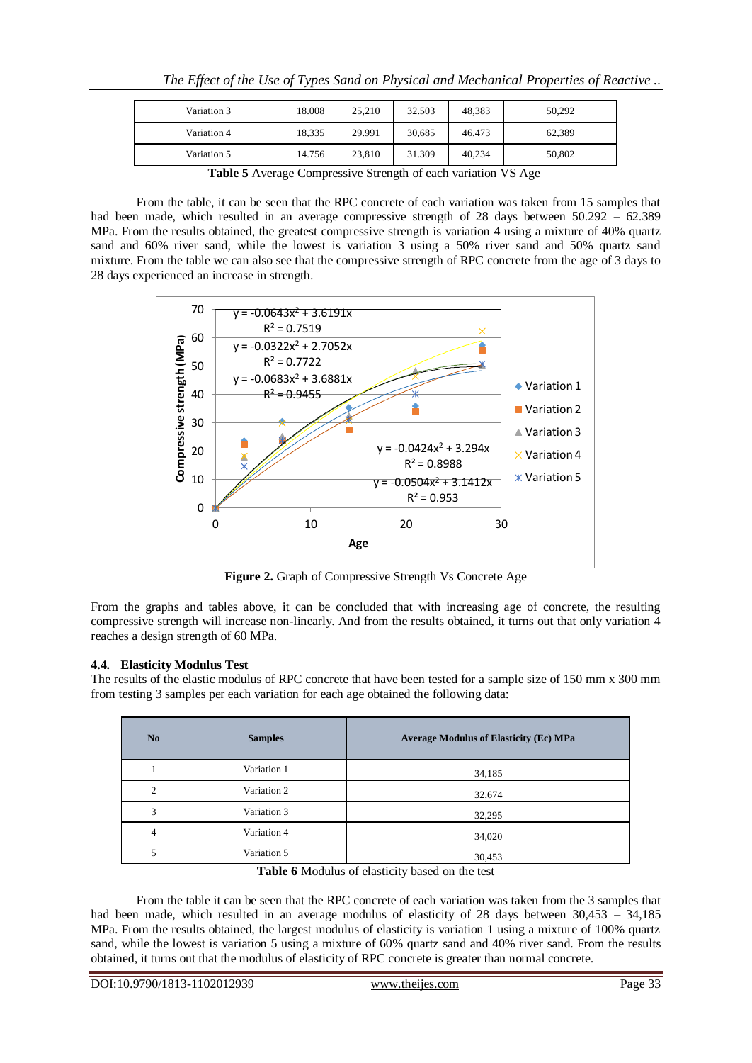| Variation 3 | 18.008 | 25,210 | 32.503 | 48,383 | 50,292 |
|---|---|---|---|---|---|
| Variation 4 | 18,335 | 29.991 | 30,685 | 46,473 | 62,389 |
| Variation 5 | 14.756 | 23,810 | 31.309 | 40,234 | 50,802 |

**Table 5** Average Compressive Strength of each variation VS Age

From the table, it can be seen that the RPC concrete of each variation was taken from 15 samples that had been made, which resulted in an average compressive strength of 28 days between 50.292 – 62.389 MPa. From the results obtained, the greatest compressive strength is variation 4 using a mixture of 40% quartz sand and 60% river sand, while the lowest is variation 3 using a 50% river sand and 50% quartz sand mixture. From the table we can also see that the compressive strength of RPC concrete from the age of 3 days to 28 days experienced an increase in strength.

**Figure 2.** Graph of Compressive Strength Vs Concrete Age

From the graphs and tables above, it can be concluded that with increasing age of concrete, the resulting compressive strength will increase non-linearly. And from the results obtained, it turns out that only variation 4 reaches a design strength of 60 MPa.

### 4.4. Elasticity Modulus Test

The results of the elastic modulus of RPC concrete that have been tested for a sample size of 150 mm x 300 mm from testing 3 samples per each variation for each age obtained the following data:

| No | Samples | Average Modulus of Elasticity (Ec) MPa |
|---|---|---|
| 1 | Variation 1 | 34,185 |
| 2 | Variation 2 | 32,674 |
| 3 | Variation 3 | 32,295 |
| 4 | Variation 4 | 34,020 |
| 5 | Variation 5 | 30,453 |

**Table 6** Modulus of elasticity based on the test

From the table it can be seen that the RPC concrete of each variation was taken from the 3 samples that had been made, which resulted in an average modulus of elasticity of 28 days between 30,453 – 34,185 MPa. From the results obtained, the largest modulus of elasticity is variation 1 using a mixture of 100% quartz sand, while the lowest is variation 5 using a mixture of 60% quartz sand and 40% river sand. From the results obtained, it turns out that the modulus of elasticity of RPC concrete is greater than normal concrete.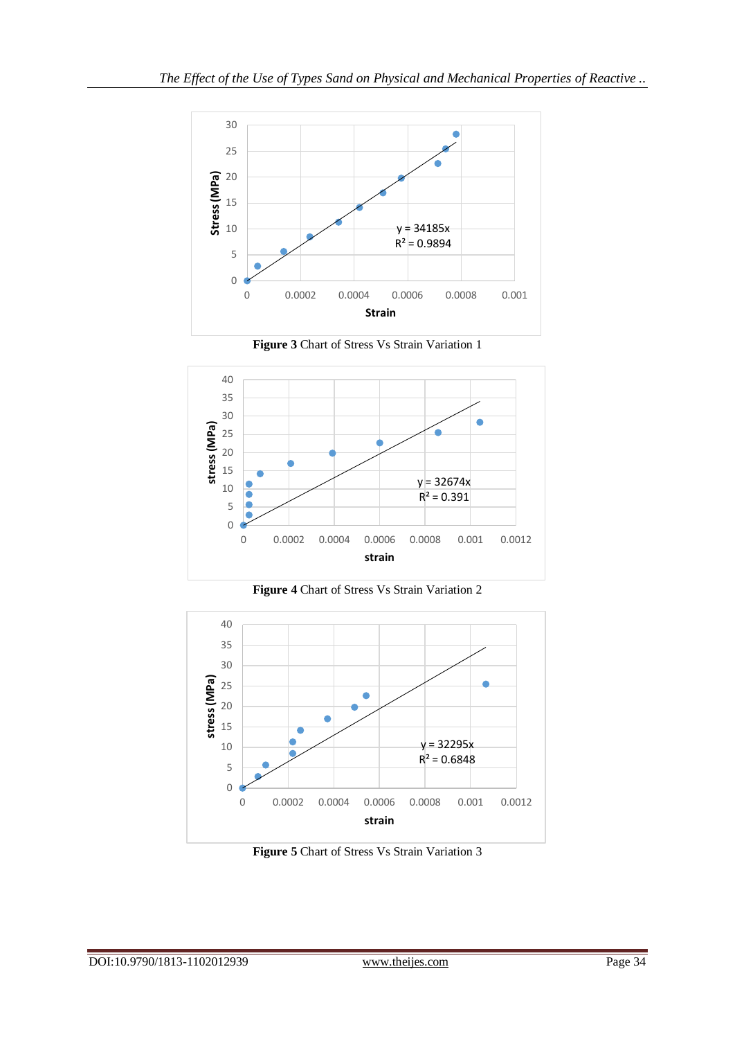**Figure 3** Chart of Stress Vs Strain Variation 1

**Figure 4** Chart of Stress Vs Strain Variation 2

**Figure 5** Chart of Stress Vs Strain Variation 3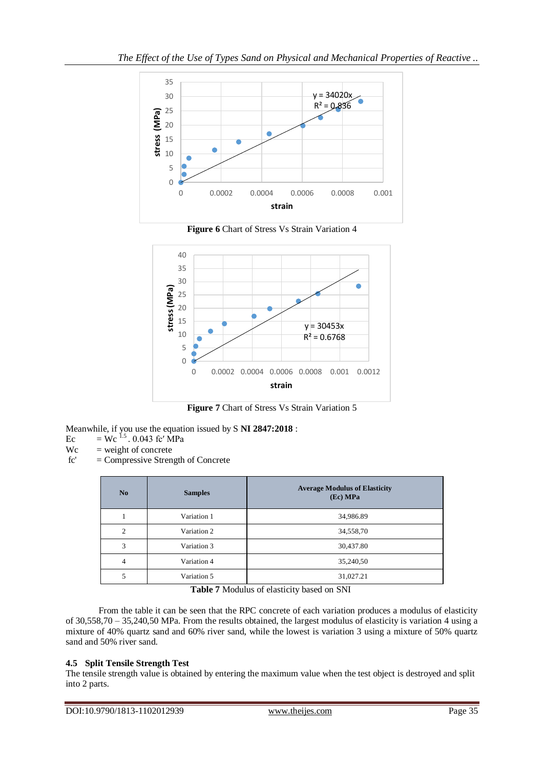**Figure 6** Chart of Stress Vs Strain Variation 4

**Figure 7** Chart of Stress Vs Strain Variation 5

Meanwhile, if you use the equation issued by S **NI 2847:2018** :

Ec = Wc $^{1.5}$ . 0.043 fc′ MPa

Wc = weight of concrete

fc' = Compressive Strength of Concrete

| No | Samples | Average Modulus of Elasticity (Ec) MPa |
|---|---|---|
| 1 | Variation 1 | 34,986.89 |
| 2 | Variation 2 | 34,558,70 |
| 3 | Variation 3 | 30,437.80 |
| 4 | Variation 4 | 35,240,50 |
| 5 | Variation 5 | 31,027.21 |

**Table 7** Modulus of elasticity based on SNI

From the table it can be seen that the RPC concrete of each variation produces a modulus of elasticity of 30,558,70 – 35,240,50 MPa. From the results obtained, the largest modulus of elasticity is variation 4 using a mixture of 40% quartz sand and 60% river sand, while the lowest is variation 3 using a mixture of 50% quartz sand and 50% river sand.

### 4.5 Split Tensile Strength Test

The tensile strength value is obtained by entering the maximum value when the test object is destroyed and split into 2 parts.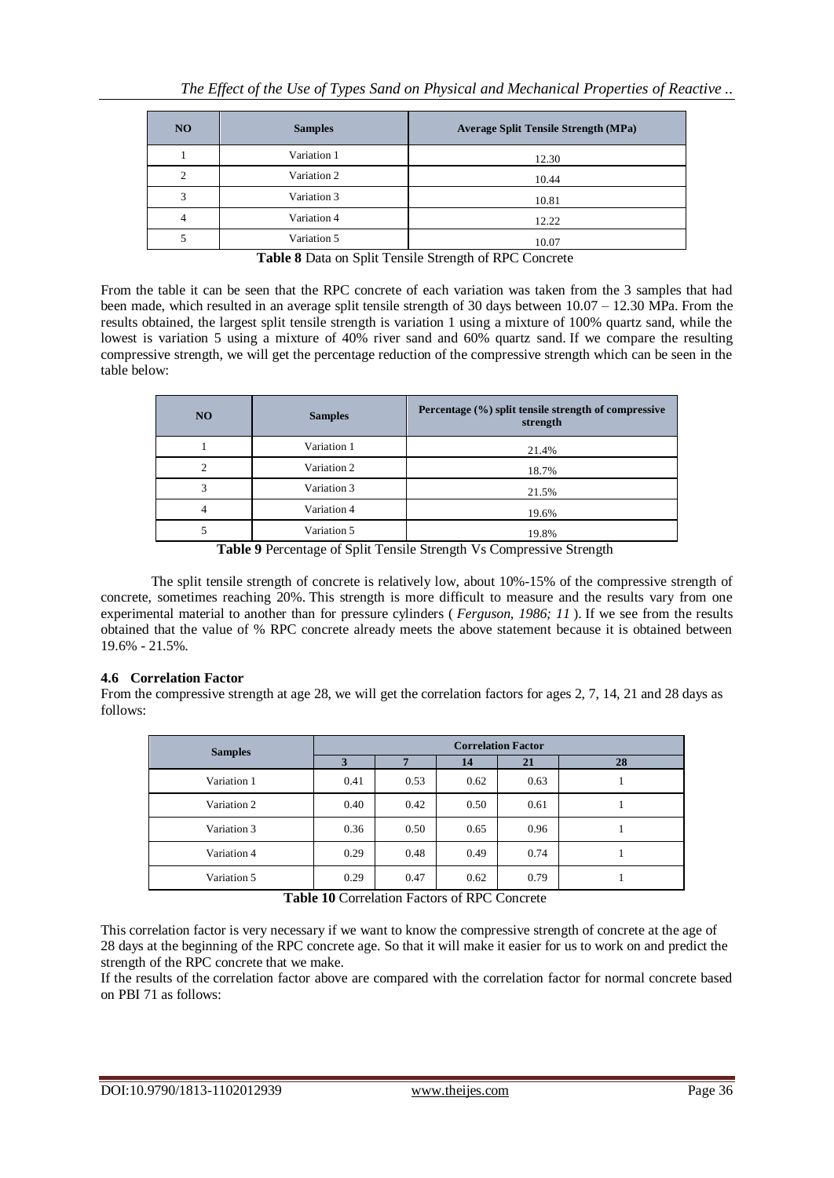| NO | Samples | Average Split Tensile Strength (MPa) |
|---|---|---|
| 1 | Variation 1 | 12.30 |
| 2 | Variation 2 | 10.44 |
| 3 | Variation 3 | 10.81 |
| 4 | Variation 4 | 12.22 |
| 5 | Variation 5 | 10.07 |

**Table 8** Data on Split Tensile Strength of RPC Concrete

From the table it can be seen that the RPC concrete of each variation was taken from the 3 samples that had been made, which resulted in an average split tensile strength of 30 days between 10.07 – 12.30 MPa. From the results obtained, the largest split tensile strength is variation 1 using a mixture of 100% quartz sand, while the lowest is variation 5 using a mixture of 40% river sand and 60% quartz sand. If we compare the resulting compressive strength, we will get the percentage reduction of the compressive strength which can be seen in the table below:

| NO | Samples | Percentage (%) split tensile strength of compressive strength |
|---|---|---|
| 1 | Variation 1 | 21.4% |
| 2 | Variation 2 | 18.7% |
| 3 | Variation 3 | 21.5% |
| 4 | Variation 4 | 19.6% |
| 5 | Variation 5 | 19.8% |

**Table 9** Percentage of Split Tensile Strength Vs Compressive Strength

The split tensile strength of concrete is relatively low, about 10%-15% of the compressive strength of concrete, sometimes reaching 20%. This strength is more difficult to measure and the results vary from one experimental material to another than for pressure cylinders ( *Ferguson, 1986; 11* ). If we see from the results obtained that the value of % RPC concrete already meets the above statement because it is obtained between 19.6% - 21.5%.

### 4.6 Correlation Factor

From the compressive strength at age 28, we will get the correlation factors for ages 2, 7, 14, 21 and 28 days as follows:

| Samples | Correlation Factor | | | | |
|---|---|---|---|---|---|
| | 3 | 7 | 14 | 21 | 28 |
| Variation 1 | 0.41 | 0.53 | 0.62 | 0.63 | 1 |
| Variation 2 | 0.40 | 0.42 | 0.50 | 0.61 | 1 |
| Variation 3 | 0.36 | 0.50 | 0.65 | 0.96 | 1 |
| Variation 4 | 0.29 | 0.48 | 0.49 | 0.74 | 1 |
| Variation 5 | 0.29 | 0.47 | 0.62 | 0.79 | 1 |

**Table 10** Correlation Factors of RPC Concrete

This correlation factor is very necessary if we want to know the compressive strength of concrete at the age of 28 days at the beginning of the RPC concrete age. So that it will make it easier for us to work on and predict the strength of the RPC concrete that we make.

If the results of the correlation factor above are compared with the correlation factor for normal concrete based on PBI 71 as follows: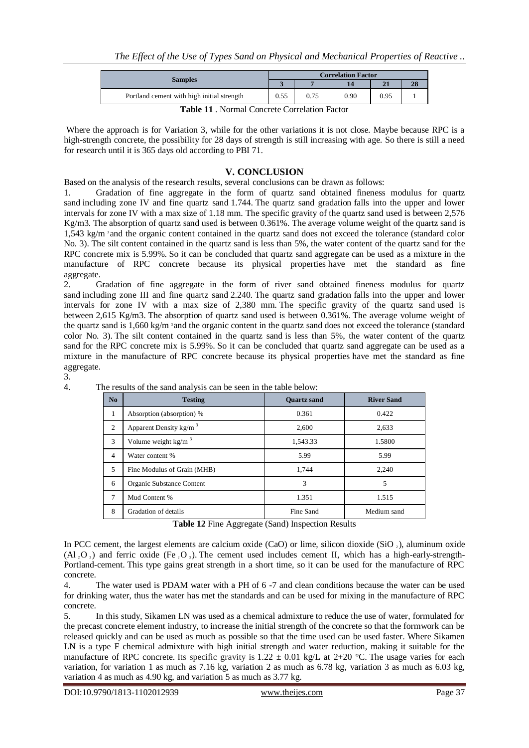| Samples | Correlation Factor | | | | |
|---|---|---|---|---|---|
| | 3 | 7 | 14 | 21 | 28 |
| Portland cement with high initial strength | 0.55 | 0.75 | 0.90 | 0.95 | 1 |

**Table 11** . Normal Concrete Correlation Factor

Where the approach is for Variation 3, while for the other variations it is not close. Maybe because RPC is a high-strength concrete, the possibility for 28 days of strength is still increasing with age. So there is still a need for research until it is 365 days old according to PBI 71.

## V. CONCLUSION

Based on the analysis of the research results, several conclusions can be drawn as follows:

1. Gradation of fine aggregate in the form of quartz sand obtained fineness modulus for quartz sand including zone IV and fine quartz sand 1.744. The quartz sand gradation falls into the upper and lower intervals for zone IV with a max size of 1.18 mm. The specific gravity of the quartz sand used is between 2,576 Kg/m3. The absorption of quartz sand used is between 0.361%. The average volume weight of the quartz sand is 1,543 kg/m $^3$ and the organic content contained in the quartz sand does not exceed the tolerance (standard color No. 3). The silt content contained in the quartz sand is less than 5%, the water content of the quartz sand for the RPC concrete mix is 5.99%. So it can be concluded that quartz sand aggregate can be used as a mixture in the manufacture of RPC concrete because its physical properties have met the standard as fine aggregate.
2. Gradation of fine aggregate in the form of river sand obtained fineness modulus for quartz sand including zone III and fine quartz sand 2.240. The quartz sand gradation falls into the upper and lower intervals for zone IV with a max size of 2,380 mm. The specific gravity of the quartz sand used is between 2,615 Kg/m3. The absorption of quartz sand used is between 0.361%. The average volume weight of the quartz sand is 1,660 kg/m $^3$ and the organic content in the quartz sand does not exceed the tolerance (standard color No. 3). The silt content contained in the quartz sand is less than 5%, the water content of the quartz sand for the RPC concrete mix is 5.99%. So it can be concluded that quartz sand aggregate can be used as a mixture in the manufacture of RPC concrete because its physical properties have met the standard as fine aggregate.
3.
4. The results of the sand analysis can be seen in the table below:

| No | Testing | Quartz sand | River Sand |
|---|---|---|---|
| 1 | Absorption (absorption) % | 0.361 | 0.422 |
| 2 | Apparent Density kg/m $^3$ | 2,600 | 2,633 |
| 3 | Volume weight kg/m $^3$ | 1,543.33 | 1.5800 |
| 4 | Water content % | 5.99 | 5.99 |
| 5 | Fine Modulus of Grain (MHB) | 1,744 | 2,240 |
| 6 | Organic Substance Content | 3 | 5 |
| 7 | Mud Content % | 1.351 | 1.515 |
| 8 | Gradation of details | Fine Sand | Medium sand |

**Table 12** Fine Aggregate (Sand) Inspection Results

In PCC cement, the largest elements are calcium oxide (CaO) or lime, silicon dioxide ($SiO_2$), aluminum oxide ($Al_2O_3$) and ferric oxide ($Fe_2O_3$). The cement used includes cement II, which has a high-early-strength-Portland-cement. This type gains great strength in a short time, so it can be used for the manufacture of RPC concrete.

4. The water used is PDAM water with a PH of 6 -7 and clean conditions because the water can be used for drinking water, thus the water has met the standards and can be used for mixing in the manufacture of RPC concrete.
5. In this study, Sikamen LN was used as a chemical admixture to reduce the use of water, formulated for the precast concrete element industry, to increase the initial strength of the concrete so that the formwork can be released quickly and can be used as much as possible so that the time used can be used faster. Where Sikamen LN is a type F chemical admixture with high initial strength and water reduction, making it suitable for the manufacture of RPC concrete. Its specific gravity is $1.22 \pm 0.01$ kg/L at 2+20 °C. The usage varies for each variation, for variation 1 as much as 7.16 kg, variation 2 as much as 6.78 kg, variation 3 as much as 6.03 kg, variation 4 as much as 4.90 kg, and variation 5 as much as 3.77 kg.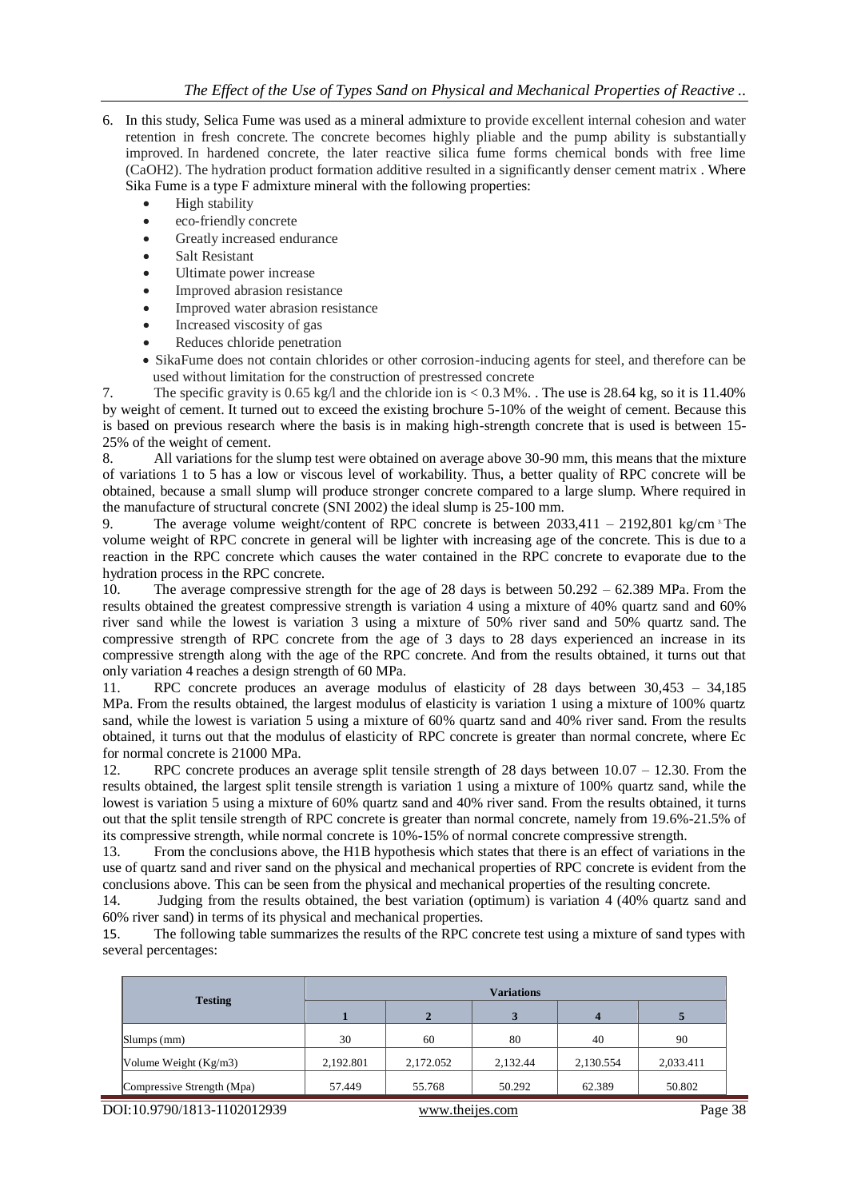6. In this study, Selica Fume was used as a mineral admixture to provide excellent internal cohesion and water retention in fresh concrete. The concrete becomes highly pliable and the pump ability is substantially improved. In hardened concrete, the later reactive silica fume forms chemical bonds with free lime (CaOH2). The hydration product formation additive resulted in a significantly denser cement matrix . Where Sika Fume is a type F admixture mineral with the following properties:
   - High stability
   - eco-friendly concrete
   - Greatly increased endurance
   - Salt Resistant
   - Ultimate power increase
   - Improved abrasion resistance
   - Improved water abrasion resistance
   - Increased viscosity of gas
   - Reduces chloride penetration
   - SikaFume does not contain chlorides or other corrosion-inducing agents for steel, and therefore can be used without limitation for the construction of prestressed concrete

7. The specific gravity is 0.65 kg/l and the chloride ion is < 0.3 M%. . The use is 28.64 kg, so it is 11.40% by weight of cement. It turned out to exceed the existing brochure 5-10% of the weight of cement. Because this is based on previous research where the basis is in making high-strength concrete that is used is between 15-25% of the weight of cement.

8. All variations for the slump test were obtained on average above 30-90 mm, this means that the mixture of variations 1 to 5 has a low or viscous level of workability. Thus, a better quality of RPC concrete will be obtained, because a small slump will produce stronger concrete compared to a large slump. Where required in the manufacture of structural concrete (SNI 2002) the ideal slump is 25-100 mm.

9. The average volume weight/content of RPC concrete is between 2033,411 – 2192,801 kg/cm[3] The volume weight of RPC concrete in general will be lighter with increasing age of the concrete. This is due to a reaction in the RPC concrete which causes the water contained in the RPC concrete to evaporate due to the hydration process in the RPC concrete.

10. The average compressive strength for the age of 28 days is between 50.292 – 62.389 MPa. From the results obtained the greatest compressive strength is variation 4 using a mixture of 40% quartz sand and 60% river sand while the lowest is variation 3 using a mixture of 50% river sand and 50% quartz sand. The compressive strength of RPC concrete from the age of 3 days to 28 days experienced an increase in its compressive strength along with the age of the RPC concrete. And from the results obtained, it turns out that only variation 4 reaches a design strength of 60 MPa.

11. RPC concrete produces an average modulus of elasticity of 28 days between 30,453 – 34,185 MPa. From the results obtained, the largest modulus of elasticity is variation 1 using a mixture of 100% quartz sand, while the lowest is variation 5 using a mixture of 60% quartz sand and 40% river sand. From the results obtained, it turns out that the modulus of elasticity of RPC concrete is greater than normal concrete, where Ec for normal concrete is 21000 MPa.

12. RPC concrete produces an average split tensile strength of 28 days between 10.07 – 12.30. From the results obtained, the largest split tensile strength is variation 1 using a mixture of 100% quartz sand, while the lowest is variation 5 using a mixture of 60% quartz sand and 40% river sand. From the results obtained, it turns out that the split tensile strength of RPC concrete is greater than normal concrete, namely from 19.6%-21.5% of its compressive strength, while normal concrete is 10%-15% of normal concrete compressive strength.

13. From the conclusions above, the H1B hypothesis which states that there is an effect of variations in the use of quartz sand and river sand on the physical and mechanical properties of RPC concrete is evident from the conclusions above. This can be seen from the physical and mechanical properties of the resulting concrete.

14. Judging from the results obtained, the best variation (optimum) is variation 4 (40% quartz sand and 60% river sand) in terms of its physical and mechanical properties.

15. The following table summarizes the results of the RPC concrete test using a mixture of sand types with several percentages:

| Testing | Variations | | | | |
|---|---|---|---|---|---|
| | 1 | 2 | 3 | 4 | 5 |
| Slumps (mm) | 30 | 60 | 80 | 40 | 90 |
| Volume Weight (Kg/m3) | 2,192.801 | 2,172.052 | 2,132.44 | 2,130.554 | 2,033.411 |
| Compressive Strength (Mpa) | 57.449 | 55.768 | 50.292 | 62.389 | 50.802 |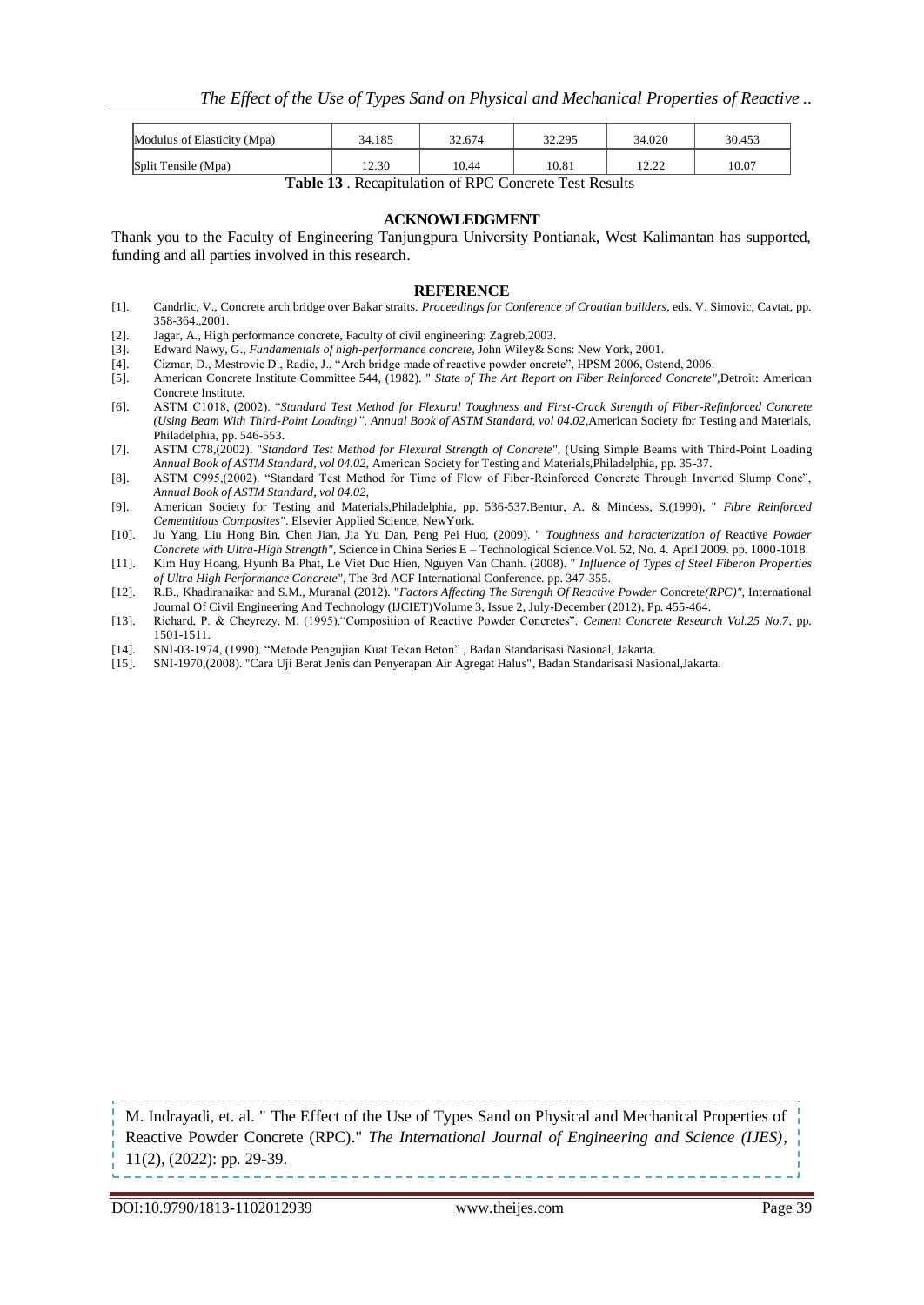| | | | | | |
|---|---|---|---|---|---|
| Modulus of Elasticity (Mpa) | 34.185 | 32.674 | 32.295 | 34.020 | 30.453 |
| Split Tensile (Mpa) | 12.30 | 10.44 | 10.81 | 12.22 | 10.07 |

**Table 13** . Recapitulation of RPC Concrete Test Results

## ACKNOWLEDGMENT

Thank you to the Faculty of Engineering Tanjungpura University Pontianak, West Kalimantan has supported, funding and all parties involved in this research.

## REFERENCE

[1]. Candrlic, V., Concrete arch bridge over Bakar straits. *Proceedings for Conference of Croatian builders*, eds. V. Simovic, Cavtat, pp. 358-364.,2001.

[2]. Jagar, A., High performance concrete, Faculty of civil engineering: Zagreb,2003.

[3]. Edward Nawy, G., *Fundamentals of high-performance concrete*, John Wiley& Sons: New York, 2001.

[4]. Cizmar, D., Mestrovic D., Radic, J., "Arch bridge made of reactive powder oncrete", HPSM 2006, Ostend, 2006.

[5]. American Concrete Institute Committee 544, (1982). " *State of The Art Report on Fiber Reinforced Concrete"*,Detroit: American Concrete Institute.

[6]. ASTM C1018, (2002). "*Standard Test Method for Flexural Toughness and First-Crack Strength of Fiber-Refinforced Concrete (Using Beam With Third-Point Loading)", Annual Book of ASTM Standard, vol 04.02*,American Society for Testing and Materials, Philadelphia, pp. 546-553.

[7]. ASTM C78,(2002). "*Standard Test Method for Flexural Strength of Concrete*", (Using Simple Beams with Third-Point Loading *Annual Book of ASTM Standard, vol 04.02*, American Society for Testing and Materials,Philadelphia, pp. 35-37.

[8]. ASTM C995,(2002). "Standard Test Method for Time of Flow of Fiber-Reinforced Concrete Through Inverted Slump Cone", *Annual Book of ASTM Standard, vol 04.02*,

[9]. American Society for Testing and Materials,Philadelphia, pp. 536-537.Bentur, A. & Mindess, S.(1990), " *Fibre Reinforced Cementitious Composites"*. Elsevier Applied Science, NewYork.

[10]. Ju Yang, Liu Hong Bin, Chen Jian, Jia Yu Dan, Peng Pei Huo, (2009). " *Toughness and haracterization of* Reactive *Powder Concrete with Ultra-High Strength"*, Science in China Series E – Technological Science.Vol. 52, No. 4. April 2009. pp. 1000-1018.

[11]. Kim Huy Hoang, Hyunh Ba Phat, Le Viet Duc Hien, Nguyen Van Chanh. (2008). " *Influence of Types of Steel Fiberon Properties of Ultra High Performance Concrete"*, The 3rd ACF International Conference. pp. 347-355.

[12]. R.B., Khadiranaikar and S.M., Muranal (2012). "*Factors Affecting The Strength Of Reactive Powder* Concrete*(RPC)"*, International Journal Of Civil Engineering And Technology (IJCIET)Volume 3, Issue 2, July-December (2012), Pp. 455-464.

[13]. Richard, P. & Cheyrezy, M. (1995)."Composition of Reactive Powder Concretes". *Cement Concrete Research Vol.25 No.7*, pp. 1501-1511.

[14]. SNI-03-1974, (1990). "Metode Pengujian Kuat Tekan Beton" , Badan Standarisasi Nasional, Jakarta.

[15]. SNI-1970,(2008). "Cara Uji Berat Jenis dan Penyerapan Air Agregat Halus", Badan Standarisasi Nasional,Jakarta.

M. Indrayadi, et. al. " The Effect of the Use of Types Sand on Physical and Mechanical Properties of Reactive Powder Concrete (RPC)." *The International Journal of Engineering and Science (IJES)*, 11(2), (2022): pp. 29-39.